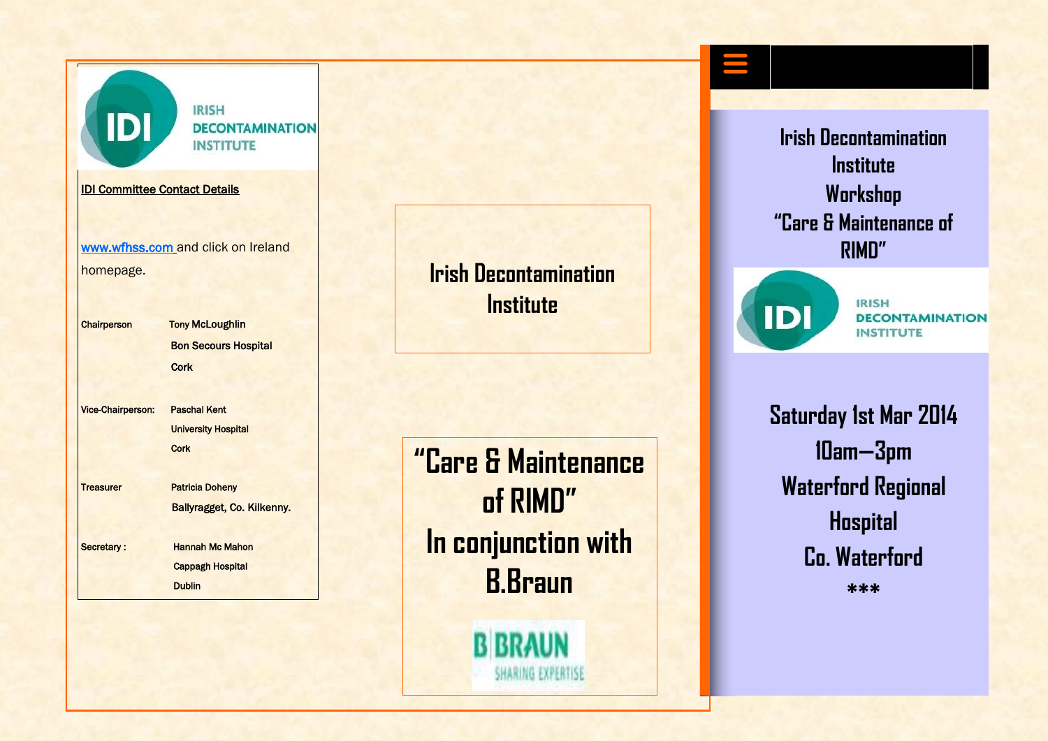IRISH DECONTAMINATION INSTITUTE

**IDI Committee Contact Details**

www.wfhss.com and click on Ireland homepage.

| | |
|---|---|
| Chairperson | Tony McLoughlin<br>Bon Secours Hospital<br>Cork |
| Vice-Chairperson: | Paschal Kent<br>University Hospital<br>Cork |
| Treasurer | Patricia Doheny<br>Ballyragget, Co. Kilkenny. |
| Secretary : | Hannah Mc Mahon<br>Cappagh Hospital<br>Dublin |

# Irish Decontamination Institute

# "Care & Maintenance of RIMD"
# In conjunction with B.Braun

B BRAUN
SHARING EXPERTISE

## Irish Decontamination Institute
## Workshop
## "Care & Maintenance of RIMD"

IRISH DECONTAMINATION INSTITUTE

## Saturday 1st Mar 2014
## 10am—3pm
## Waterford Regional Hospital
## Co. Waterford

***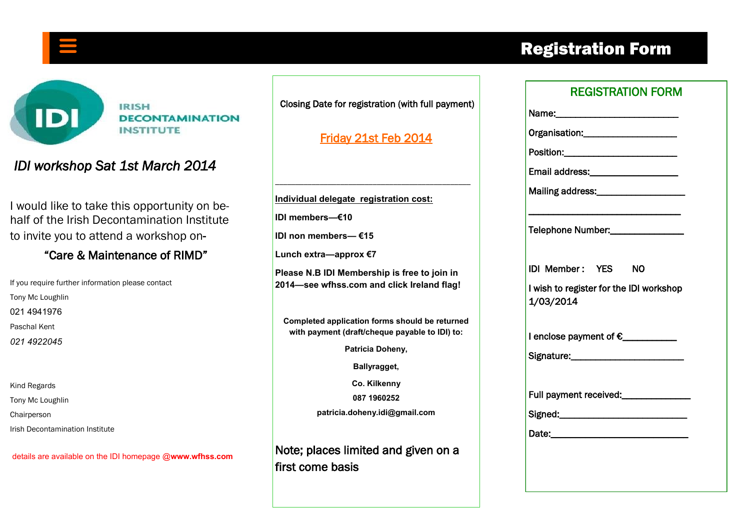# Registration Form

IRISH DECONTAMINATION INSTITUTE

*IDI workshop Sat 1st March 2014*

I would like to take this opportunity on behalf of the Irish Decontamination Institute to invite you to attend a workshop on-

"Care & Maintenance of RIMD"

If you require further information please contact

Tony Mc Loughlin

021 4941976

Paschal Kent

*021 4922045*

Kind Regards

Tony Mc Loughlin

Chairperson

Irish Decontamination Institute

details are available on the IDI homepage @**www.wfhss.com**

Closing Date for registration (with full payment)

Friday 21st Feb 2014

---

**Individual delegate registration cost:**

**IDI members—€10**

**IDI non members— €15**

**Lunch extra—approx €7**

**Please N.B IDI Membership is free to join in 2014—see wfhss.com and click Ireland flag!**

**Completed application forms should be returned with payment (draft/cheque payable to IDI) to:**

**Patricia Doheny,**

**Ballyragget,**

**Co. Kilkenny**

**087 1960252**

**patricia.doheny.idi@gmail.com**

Note; places limited and given on a first come basis

## REGISTRATION FORM

Name:________________________

Organisation:__________________

Position:______________________

Email address:_________________

Mailing address:________________

______________________________

Telephone Number:______________

IDI Member : YES NO

I wish to register for the IDI workshop 1/03/2014

I enclose payment of €___________

Signature:______________________

Full payment received:_____________

Signed:_________________________

Date:___________________________